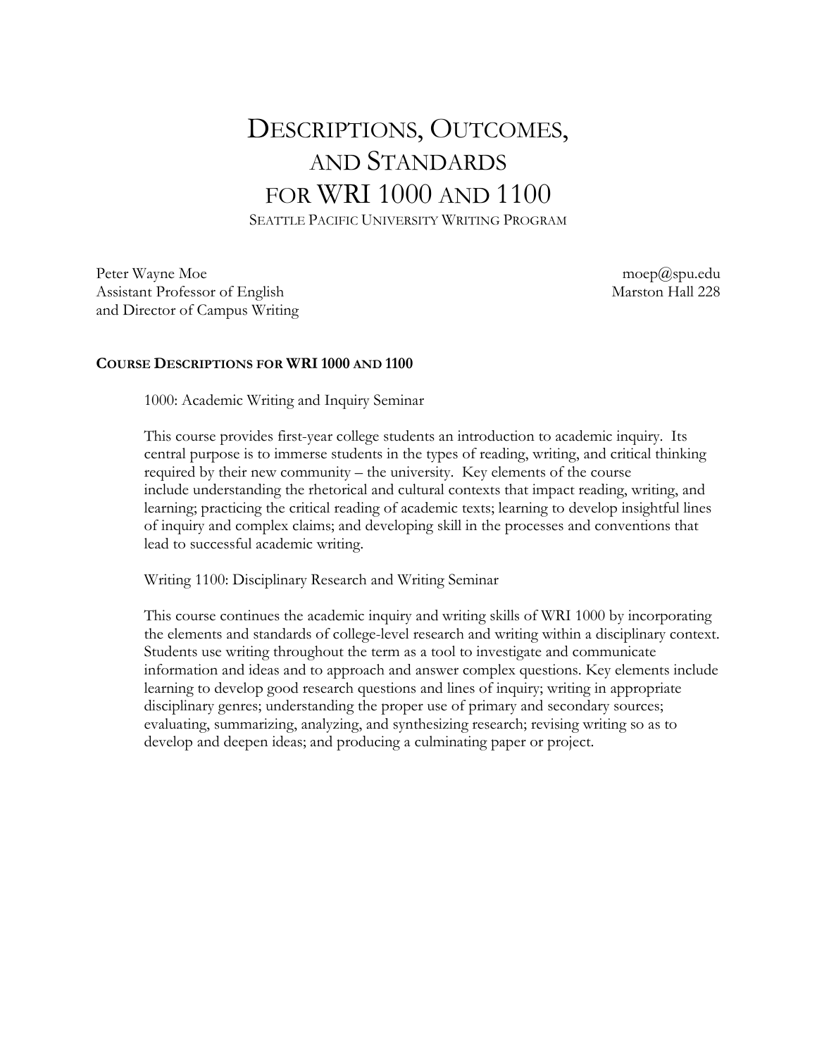# Descriptions, Outcomes, and Standards for WRI 1000 and 1100

Seattle Pacific University Writing Program

Peter Wayne Moe
Assistant Professor of English
and Director of Campus Writing

moep@spu.edu
Marston Hall 228

## Course Descriptions for WRI 1000 and 1100

1000: Academic Writing and Inquiry Seminar

This course provides first-year college students an introduction to academic inquiry. Its central purpose is to immerse students in the types of reading, writing, and critical thinking required by their new community – the university. Key elements of the course include understanding the rhetorical and cultural contexts that impact reading, writing, and learning; practicing the critical reading of academic texts; learning to develop insightful lines of inquiry and complex claims; and developing skill in the processes and conventions that lead to successful academic writing.

Writing 1100: Disciplinary Research and Writing Seminar

This course continues the academic inquiry and writing skills of WRI 1000 by incorporating the elements and standards of college-level research and writing within a disciplinary context. Students use writing throughout the term as a tool to investigate and communicate information and ideas and to approach and answer complex questions. Key elements include learning to develop good research questions and lines of inquiry; writing in appropriate disciplinary genres; understanding the proper use of primary and secondary sources; evaluating, summarizing, analyzing, and synthesizing research; revising writing so as to develop and deepen ideas; and producing a culminating paper or project.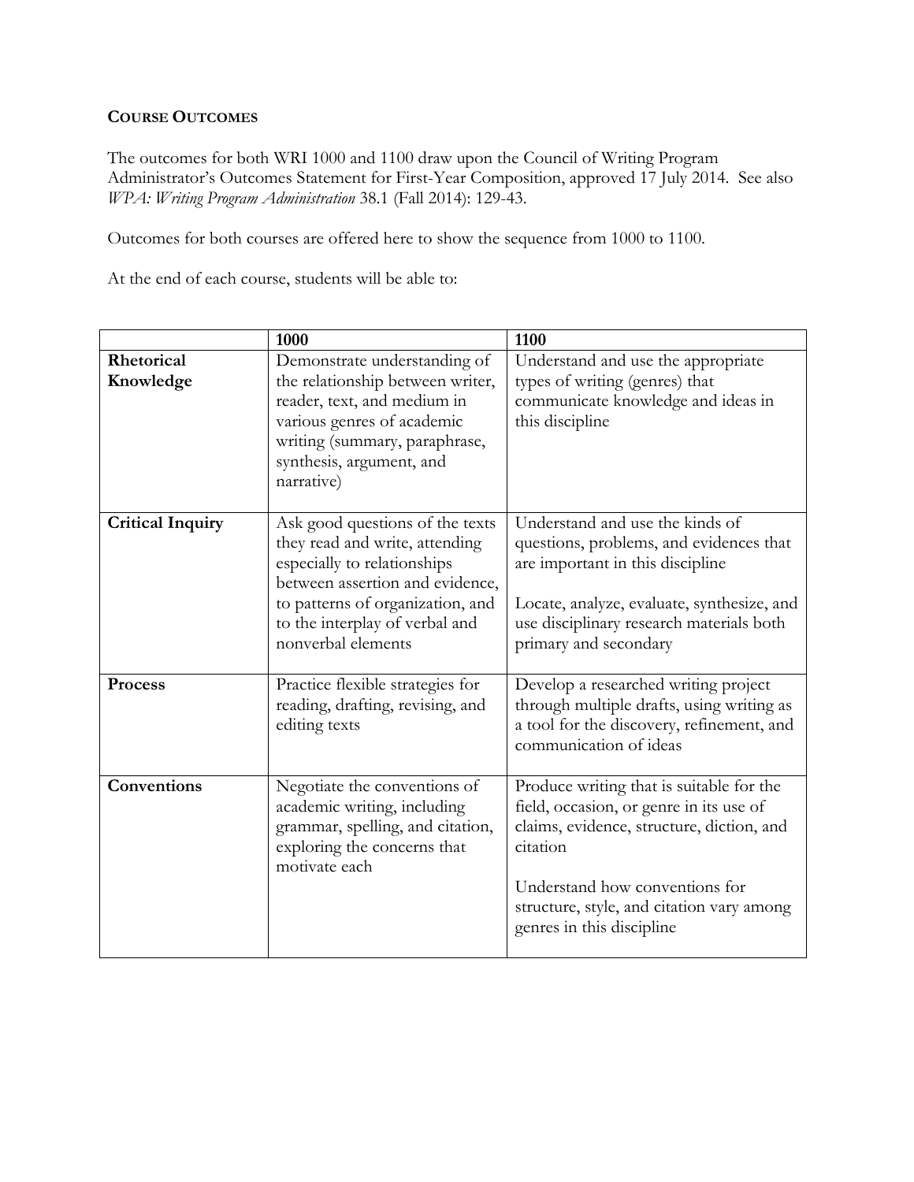**COURSE OUTCOMES**

The outcomes for both WRI 1000 and 1100 draw upon the Council of Writing Program Administrator's Outcomes Statement for First-Year Composition, approved 17 July 2014. See also *WPA: Writing Program Administration* 38.1 (Fall 2014): 129-43.

Outcomes for both courses are offered here to show the sequence from 1000 to 1100.

At the end of each course, students will be able to:

| | 1000 | 1100 |
|---|---|---|
| **Rhetorical Knowledge** | Demonstrate understanding of the relationship between writer, reader, text, and medium in various genres of academic writing (summary, paraphrase, synthesis, argument, and narrative) | Understand and use the appropriate types of writing (genres) that communicate knowledge and ideas in this discipline |
| **Critical Inquiry** | Ask good questions of the texts they read and write, attending especially to relationships between assertion and evidence, to patterns of organization, and to the interplay of verbal and nonverbal elements | Understand and use the kinds of questions, problems, and evidences that are important in this discipline<br><br>Locate, analyze, evaluate, synthesize, and use disciplinary research materials both primary and secondary |
| **Process** | Practice flexible strategies for reading, drafting, revising, and editing texts | Develop a researched writing project through multiple drafts, using writing as a tool for the discovery, refinement, and communication of ideas |
| **Conventions** | Negotiate the conventions of academic writing, including grammar, spelling, and citation, exploring the concerns that motivate each | Produce writing that is suitable for the field, occasion, or genre in its use of claims, evidence, structure, diction, and citation<br><br>Understand how conventions for structure, style, and citation vary among genres in this discipline |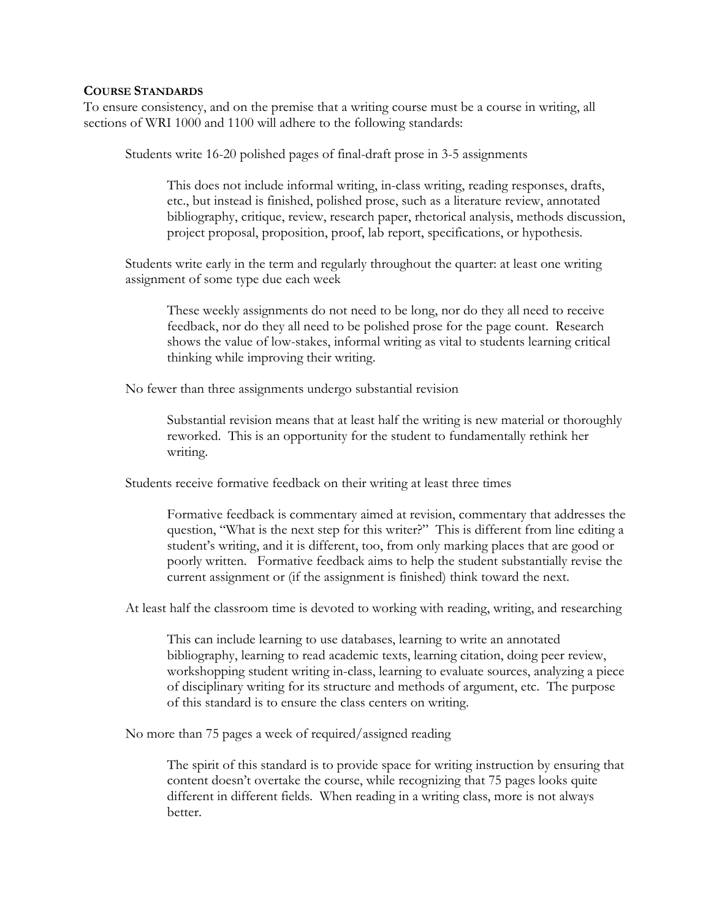## COURSE STANDARDS

To ensure consistency, and on the premise that a writing course must be a course in writing, all sections of WRI 1000 and 1100 will adhere to the following standards:

Students write 16-20 polished pages of final-draft prose in 3-5 assignments

> This does not include informal writing, in-class writing, reading responses, drafts, etc., but instead is finished, polished prose, such as a literature review, annotated bibliography, critique, review, research paper, rhetorical analysis, methods discussion, project proposal, proposition, proof, lab report, specifications, or hypothesis.

Students write early in the term and regularly throughout the quarter: at least one writing assignment of some type due each week

> These weekly assignments do not need to be long, nor do they all need to receive feedback, nor do they all need to be polished prose for the page count. Research shows the value of low-stakes, informal writing as vital to students learning critical thinking while improving their writing.

No fewer than three assignments undergo substantial revision

> Substantial revision means that at least half the writing is new material or thoroughly reworked. This is an opportunity for the student to fundamentally rethink her writing.

Students receive formative feedback on their writing at least three times

> Formative feedback is commentary aimed at revision, commentary that addresses the question, "What is the next step for this writer?" This is different from line editing a student's writing, and it is different, too, from only marking places that are good or poorly written. Formative feedback aims to help the student substantially revise the current assignment or (if the assignment is finished) think toward the next.

At least half the classroom time is devoted to working with reading, writing, and researching

> This can include learning to use databases, learning to write an annotated bibliography, learning to read academic texts, learning citation, doing peer review, workshopping student writing in-class, learning to evaluate sources, analyzing a piece of disciplinary writing for its structure and methods of argument, etc. The purpose of this standard is to ensure the class centers on writing.

No more than 75 pages a week of required/assigned reading

> The spirit of this standard is to provide space for writing instruction by ensuring that content doesn't overtake the course, while recognizing that 75 pages looks quite different in different fields. When reading in a writing class, more is not always better.